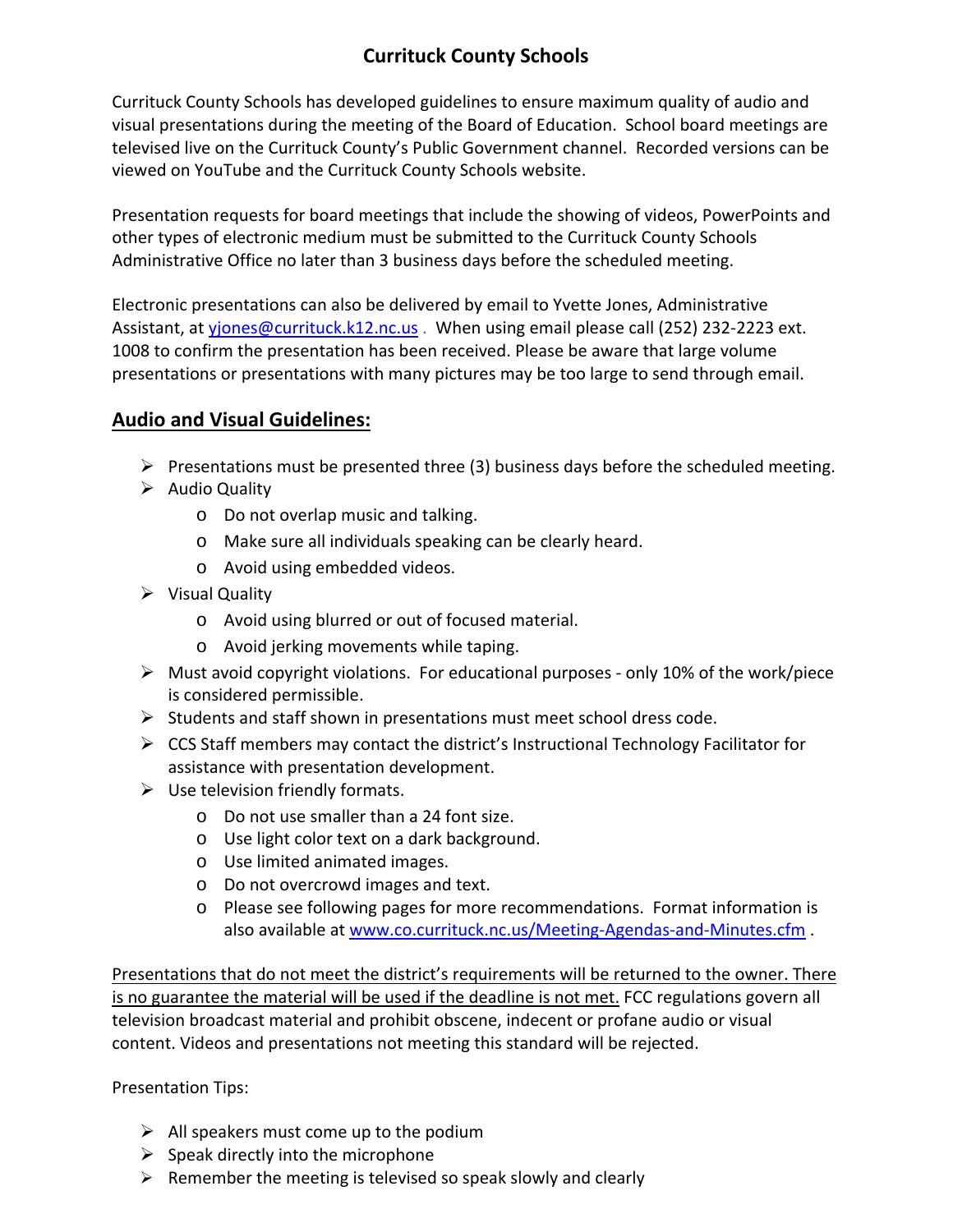# Currituck County Schools

Currituck County Schools has developed guidelines to ensure maximum quality of audio and visual presentations during the meeting of the Board of Education. School board meetings are televised live on the Currituck County's Public Government channel. Recorded versions can be viewed on YouTube and the Currituck County Schools website.

Presentation requests for board meetings that include the showing of videos, PowerPoints and other types of electronic medium must be submitted to the Currituck County Schools Administrative Office no later than 3 business days before the scheduled meeting.

Electronic presentations can also be delivered by email to Yvette Jones, Administrative Assistant, at [yjones@currituck.k12.nc.us](mailto:yjones@currituck.k12.nc.us) . When using email please call (252) 232-2223 ext. 1008 to confirm the presentation has been received. Please be aware that large volume presentations or presentations with many pictures may be too large to send through email.

## Audio and Visual Guidelines:

- Presentations must be presented three (3) business days before the scheduled meeting.
- Audio Quality
  - Do not overlap music and talking.
  - Make sure all individuals speaking can be clearly heard.
  - Avoid using embedded videos.
- Visual Quality
  - Avoid using blurred or out of focused material.
  - Avoid jerking movements while taping.
- Must avoid copyright violations. For educational purposes - only 10% of the work/piece is considered permissible.
- Students and staff shown in presentations must meet school dress code.
- CCS Staff members may contact the district's Instructional Technology Facilitator for assistance with presentation development.
- Use television friendly formats.
  - Do not use smaller than a 24 font size.
  - Use light color text on a dark background.
  - Use limited animated images.
  - Do not overcrowd images and text.
  - Please see following pages for more recommendations. Format information is also available at [www.co.currituck.nc.us/Meeting-Agendas-and-Minutes.cfm](http://www.co.currituck.nc.us/Meeting-Agendas-and-Minutes.cfm) .

<u>Presentations that do not meet the district's requirements will be returned to the owner. There is no guarantee the material will be used if the deadline is not met.</u> FCC regulations govern all television broadcast material and prohibit obscene, indecent or profane audio or visual content. Videos and presentations not meeting this standard will be rejected.

Presentation Tips:

- All speakers must come up to the podium
- Speak directly into the microphone
- Remember the meeting is televised so speak slowly and clearly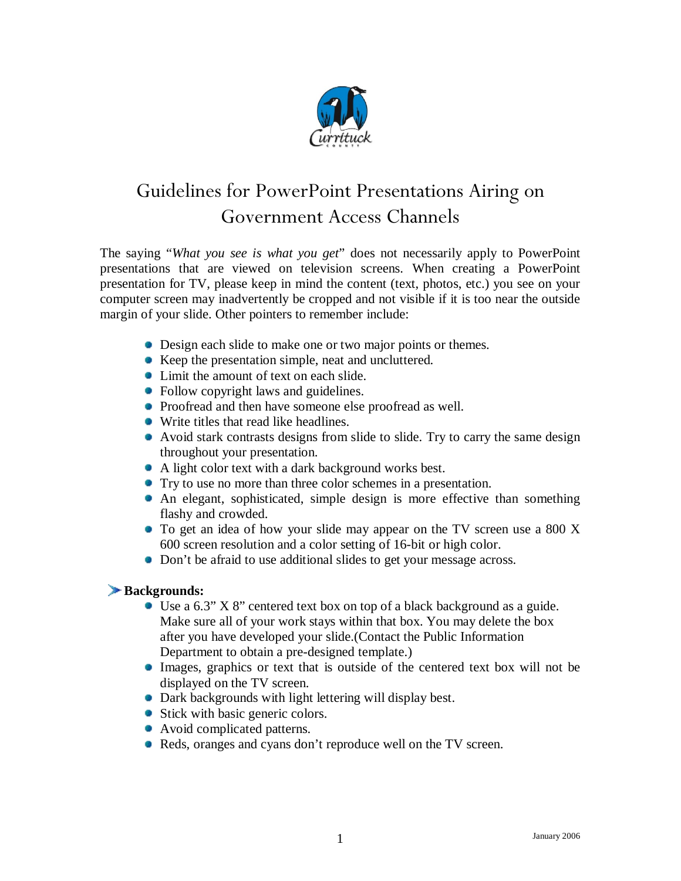# Guidelines for PowerPoint Presentations Airing on Government Access Channels

The saying "*What you see is what you get*" does not necessarily apply to PowerPoint presentations that are viewed on television screens. When creating a PowerPoint presentation for TV, please keep in mind the content (text, photos, etc.) you see on your computer screen may inadvertently be cropped and not visible if it is too near the outside margin of your slide. Other pointers to remember include:

- Design each slide to make one or two major points or themes.
- Keep the presentation simple, neat and uncluttered.
- Limit the amount of text on each slide.
- Follow copyright laws and guidelines.
- Proofread and then have someone else proofread as well.
- Write titles that read like headlines.
- Avoid stark contrasts designs from slide to slide. Try to carry the same design throughout your presentation.
- A light color text with a dark background works best.
- Try to use no more than three color schemes in a presentation.
- An elegant, sophisticated, simple design is more effective than something flashy and crowded.
- To get an idea of how your slide may appear on the TV screen use a 800 X 600 screen resolution and a color setting of 16-bit or high color.
- Don't be afraid to use additional slides to get your message across.

**Backgrounds:**

- Use a 6.3" X 8" centered text box on top of a black background as a guide. Make sure all of your work stays within that box. You may delete the box after you have developed your slide.(Contact the Public Information Department to obtain a pre-designed template.)
- Images, graphics or text that is outside of the centered text box will not be displayed on the TV screen.
- Dark backgrounds with light lettering will display best.
- Stick with basic generic colors.
- Avoid complicated patterns.
- Reds, oranges and cyans don't reproduce well on the TV screen.

January 2006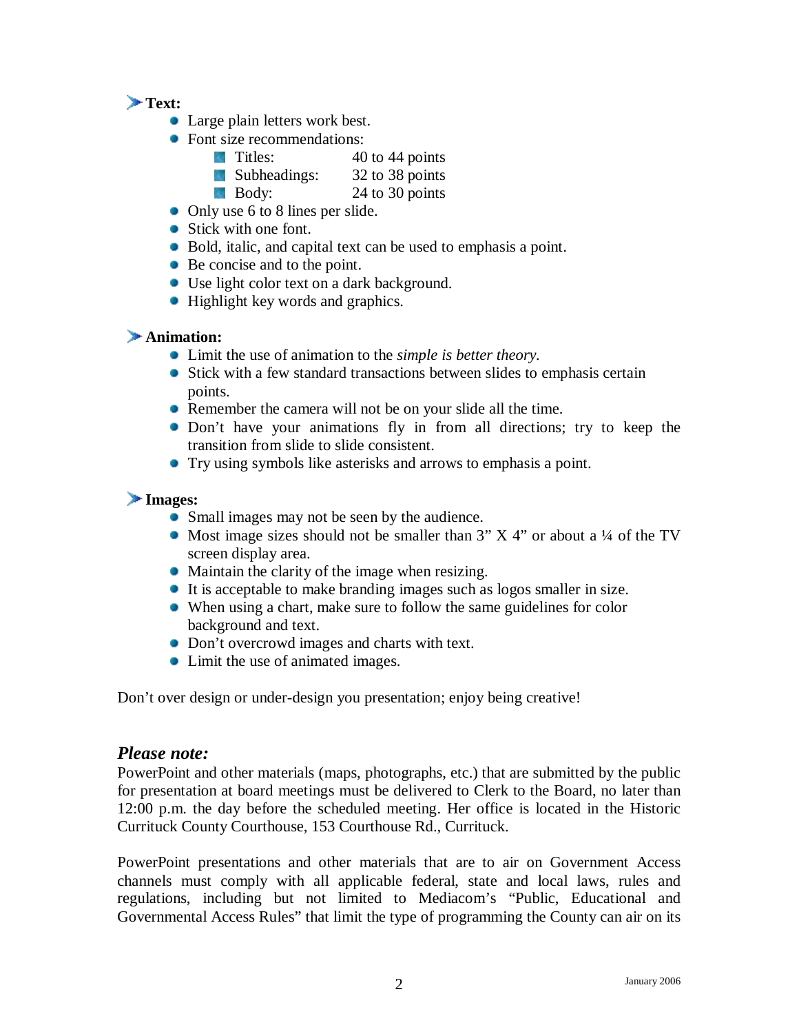- **Text:**
  - Large plain letters work best.
  - Font size recommendations:
    - Titles: 40 to 44 points
    - Subheadings: 32 to 38 points
    - Body: 24 to 30 points
  - Only use 6 to 8 lines per slide.
  - Stick with one font.
  - Bold, italic, and capital text can be used to emphasis a point.
  - Be concise and to the point.
  - Use light color text on a dark background.
  - Highlight key words and graphics.

- **Animation:**
  - Limit the use of animation to the *simple is better theory.*
  - Stick with a few standard transactions between slides to emphasis certain points.
  - Remember the camera will not be on your slide all the time.
  - Don't have your animations fly in from all directions; try to keep the transition from slide to slide consistent.
  - Try using symbols like asterisks and arrows to emphasis a point.

- **Images:**
  - Small images may not be seen by the audience.
  - Most image sizes should not be smaller than 3" X 4" or about a ¼ of the TV screen display area.
  - Maintain the clarity of the image when resizing.
  - It is acceptable to make branding images such as logos smaller in size.
  - When using a chart, make sure to follow the same guidelines for color background and text.
  - Don't overcrowd images and charts with text.
  - Limit the use of animated images.

Don't over design or under-design you presentation; enjoy being creative!

## *Please note:*

PowerPoint and other materials (maps, photographs, etc.) that are submitted by the public for presentation at board meetings must be delivered to Clerk to the Board, no later than 12:00 p.m. the day before the scheduled meeting. Her office is located in the Historic Currituck County Courthouse, 153 Courthouse Rd., Currituck.

PowerPoint presentations and other materials that are to air on Government Access channels must comply with all applicable federal, state and local laws, rules and regulations, including but not limited to Mediacom's "Public, Educational and Governmental Access Rules" that limit the type of programming the County can air on its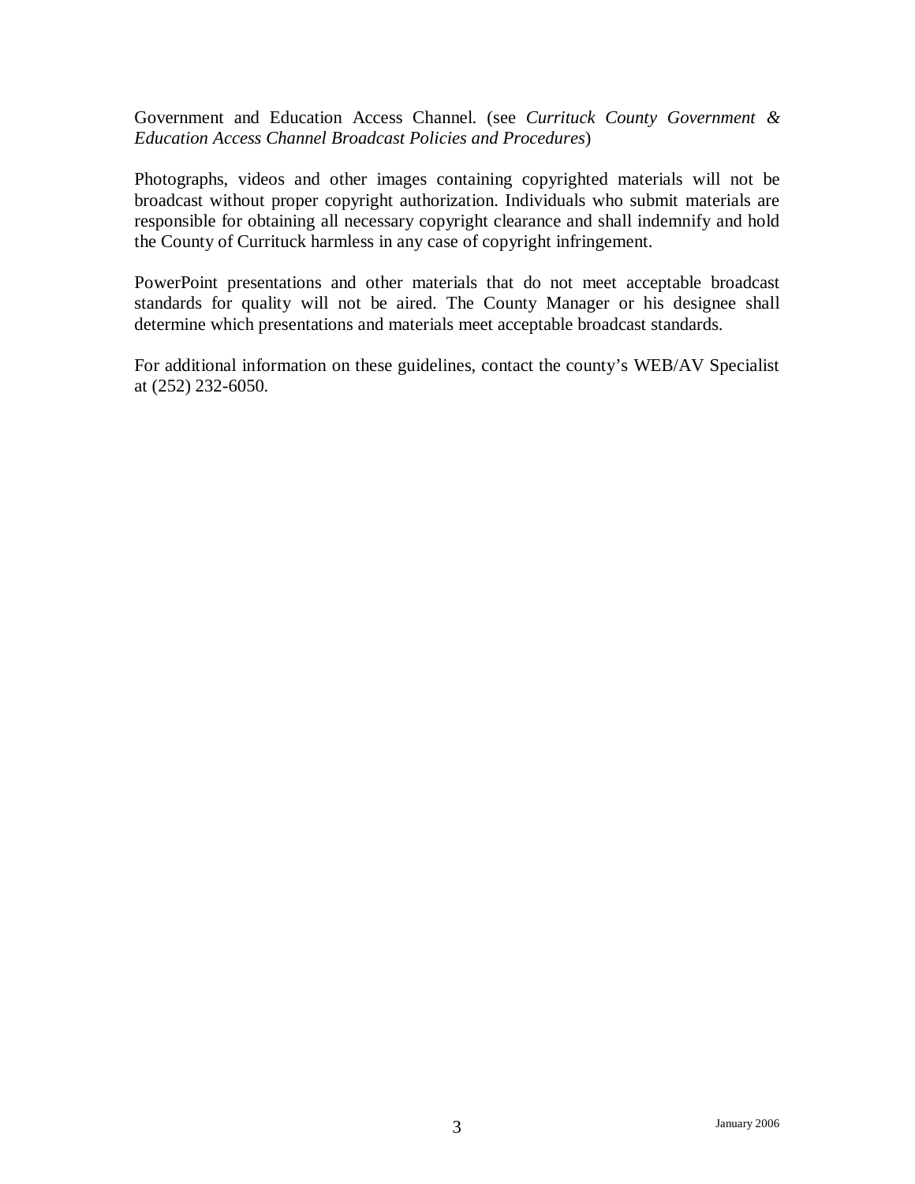Government and Education Access Channel. (see *Currituck County Government & Education Access Channel Broadcast Policies and Procedures*)

Photographs, videos and other images containing copyrighted materials will not be broadcast without proper copyright authorization. Individuals who submit materials are responsible for obtaining all necessary copyright clearance and shall indemnify and hold the County of Currituck harmless in any case of copyright infringement.

PowerPoint presentations and other materials that do not meet acceptable broadcast standards for quality will not be aired. The County Manager or his designee shall determine which presentations and materials meet acceptable broadcast standards.

For additional information on these guidelines, contact the county's WEB/AV Specialist at (252) 232-6050.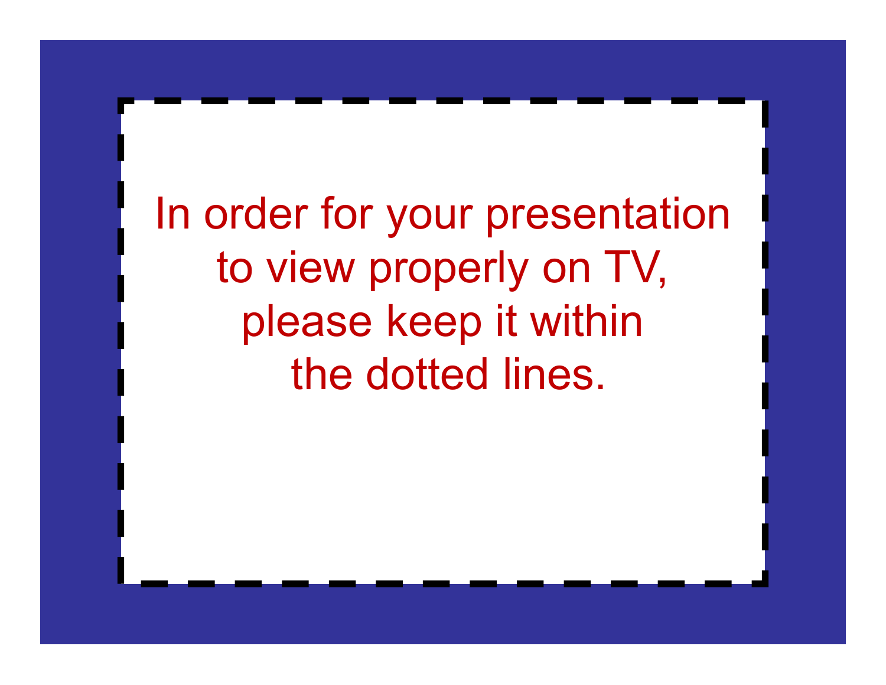In order for your presentation to view properly on TV, please keep it within the dotted lines.